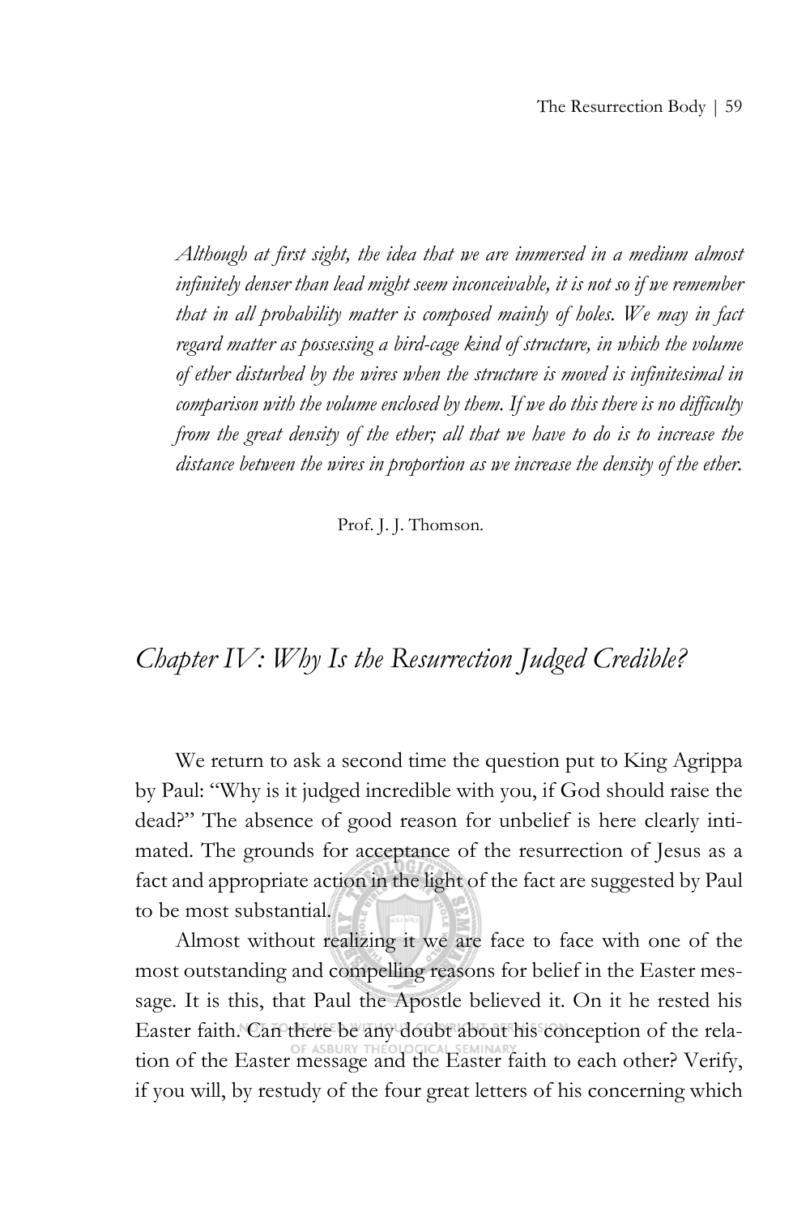*Although at first sight, the idea that we are immersed in a medium almost infinitely denser than lead might seem inconceivable, it is not so if we remember that in all probability matter is composed mainly of holes. We may in fact regard matter as possessing a bird-cage kind of structure, in which the volume of ether disturbed by the wires when the structure is moved is infinitesimal in comparison with the volume enclosed by them. If we do this there is no difficulty from the great density of the ether; all that we have to do is to increase the distance between the wires in proportion as we increase the density of the ether.*

Prof. J. J. Thomson.

## *Chapter IV: Why Is the Resurrection Judged Credible?*

We return to ask a second time the question put to King Agrippa by Paul: "Why is it judged incredible with you, if God should raise the dead?" The absence of good reason for unbelief is here clearly intimated. The grounds for acceptance of the resurrection of Jesus as a fact and appropriate action in the light of the fact are suggested by Paul to be most substantial.

Almost without realizing it we are face to face with one of the most outstanding and compelling reasons for belief in the Easter message. It is this, that Paul the Apostle believed it. On it he rested his Easter faith. Can there be any doubt about his conception of the relation of the Easter message and the Easter faith to each other? Verify, if you will, by restudy of the four great letters of his concerning which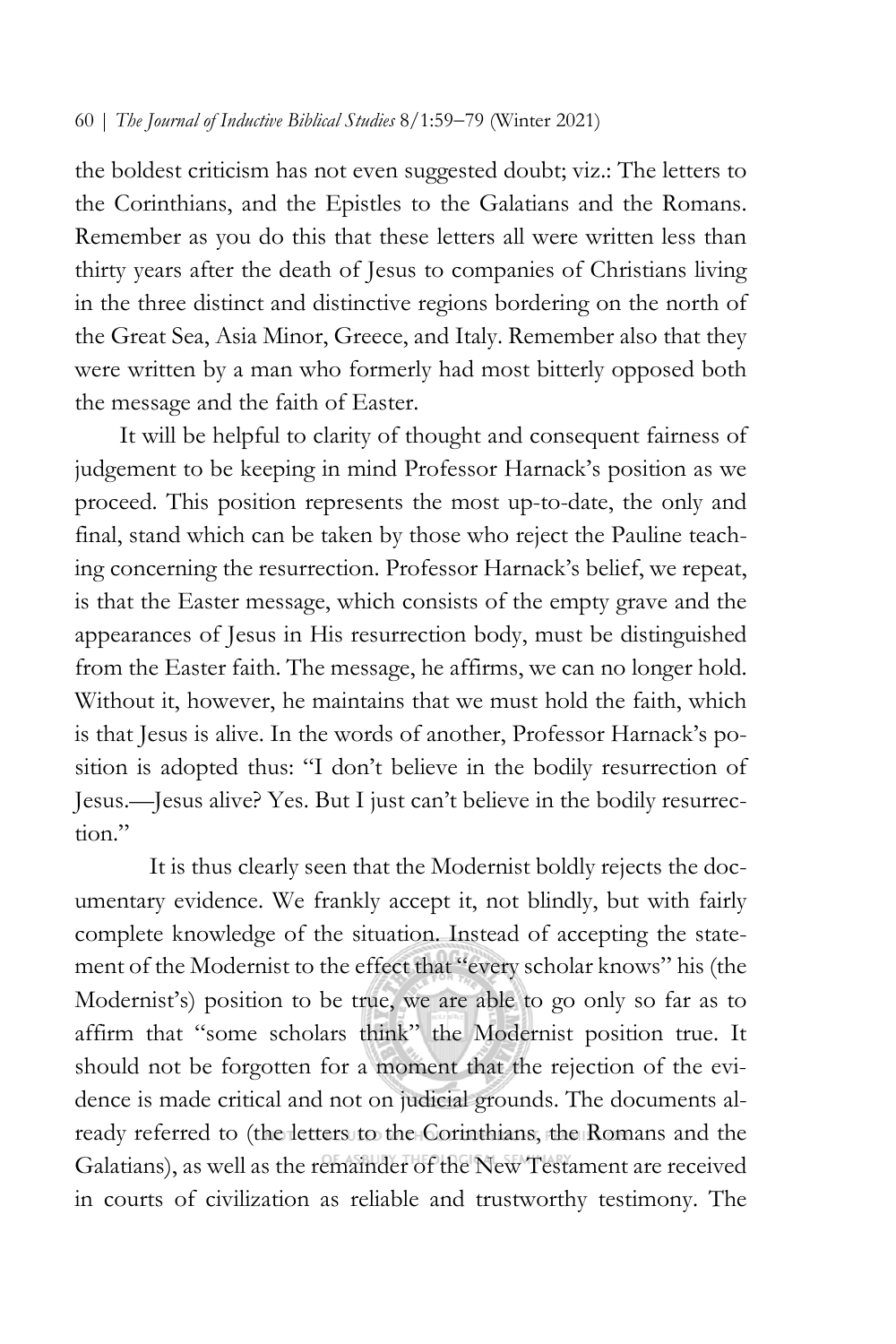the boldest criticism has not even suggested doubt; viz.: The letters to the Corinthians, and the Epistles to the Galatians and the Romans. Remember as you do this that these letters all were written less than thirty years after the death of Jesus to companies of Christians living in the three distinct and distinctive regions bordering on the north of the Great Sea, Asia Minor, Greece, and Italy. Remember also that they were written by a man who formerly had most bitterly opposed both the message and the faith of Easter.

It will be helpful to clarity of thought and consequent fairness of judgement to be keeping in mind Professor Harnack's position as we proceed. This position represents the most up-to-date, the only and final, stand which can be taken by those who reject the Pauline teaching concerning the resurrection. Professor Harnack's belief, we repeat, is that the Easter message, which consists of the empty grave and the appearances of Jesus in His resurrection body, must be distinguished from the Easter faith. The message, he affirms, we can no longer hold. Without it, however, he maintains that we must hold the faith, which is that Jesus is alive. In the words of another, Professor Harnack's position is adopted thus: "I don't believe in the bodily resurrection of Jesus.—Jesus alive? Yes. But I just can't believe in the bodily resurrection."

It is thus clearly seen that the Modernist boldly rejects the documentary evidence. We frankly accept it, not blindly, but with fairly complete knowledge of the situation. Instead of accepting the statement of the Modernist to the effect that "every scholar knows" his (the Modernist's) position to be true, we are able to go only so far as to affirm that "some scholars think" the Modernist position true. It should not be forgotten for a moment that the rejection of the evidence is made critical and not on judicial grounds. The documents already referred to (the letters to the Corinthians, the Romans and the Galatians), as well as the remainder of the New Testament are received in courts of civilization as reliable and trustworthy testimony. The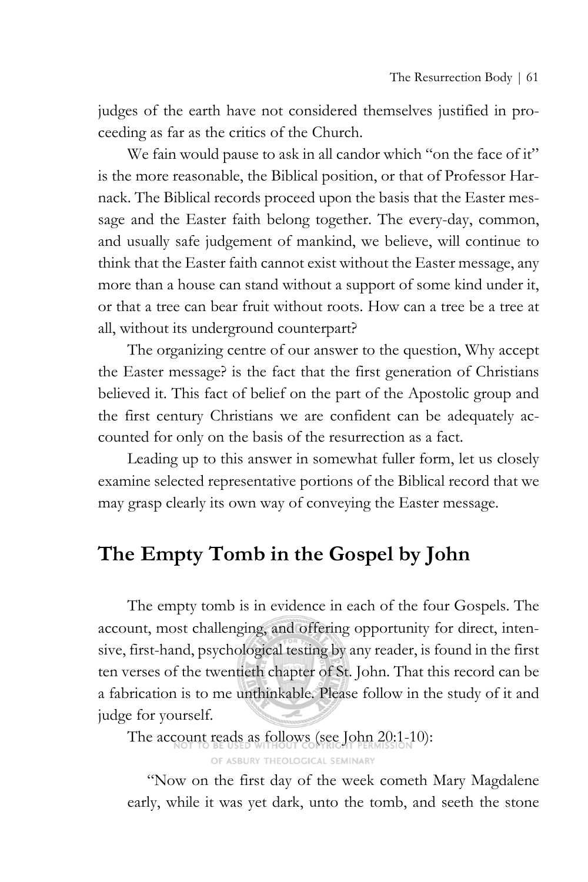judges of the earth have not considered themselves justified in proceeding as far as the critics of the Church.

We fain would pause to ask in all candor which "on the face of it" is the more reasonable, the Biblical position, or that of Professor Harnack. The Biblical records proceed upon the basis that the Easter message and the Easter faith belong together. The every-day, common, and usually safe judgement of mankind, we believe, will continue to think that the Easter faith cannot exist without the Easter message, any more than a house can stand without a support of some kind under it, or that a tree can bear fruit without roots. How can a tree be a tree at all, without its underground counterpart?

The organizing centre of our answer to the question, Why accept the Easter message? is the fact that the first generation of Christians believed it. This fact of belief on the part of the Apostolic group and the first century Christians we are confident can be adequately accounted for only on the basis of the resurrection as a fact.

Leading up to this answer in somewhat fuller form, let us closely examine selected representative portions of the Biblical record that we may grasp clearly its own way of conveying the Easter message.

## The Empty Tomb in the Gospel by John

The empty tomb is in evidence in each of the four Gospels. The account, most challenging, and offering opportunity for direct, intensive, first-hand, psychological testing by any reader, is found in the first ten verses of the twentieth chapter of St. John. That this record can be a fabrication is to me unthinkable. Please follow in the study of it and judge for yourself.

The account reads as follows (see John 20:1-10):

> "Now on the first day of the week cometh Mary Magdalene early, while it was yet dark, unto the tomb, and seeth the stone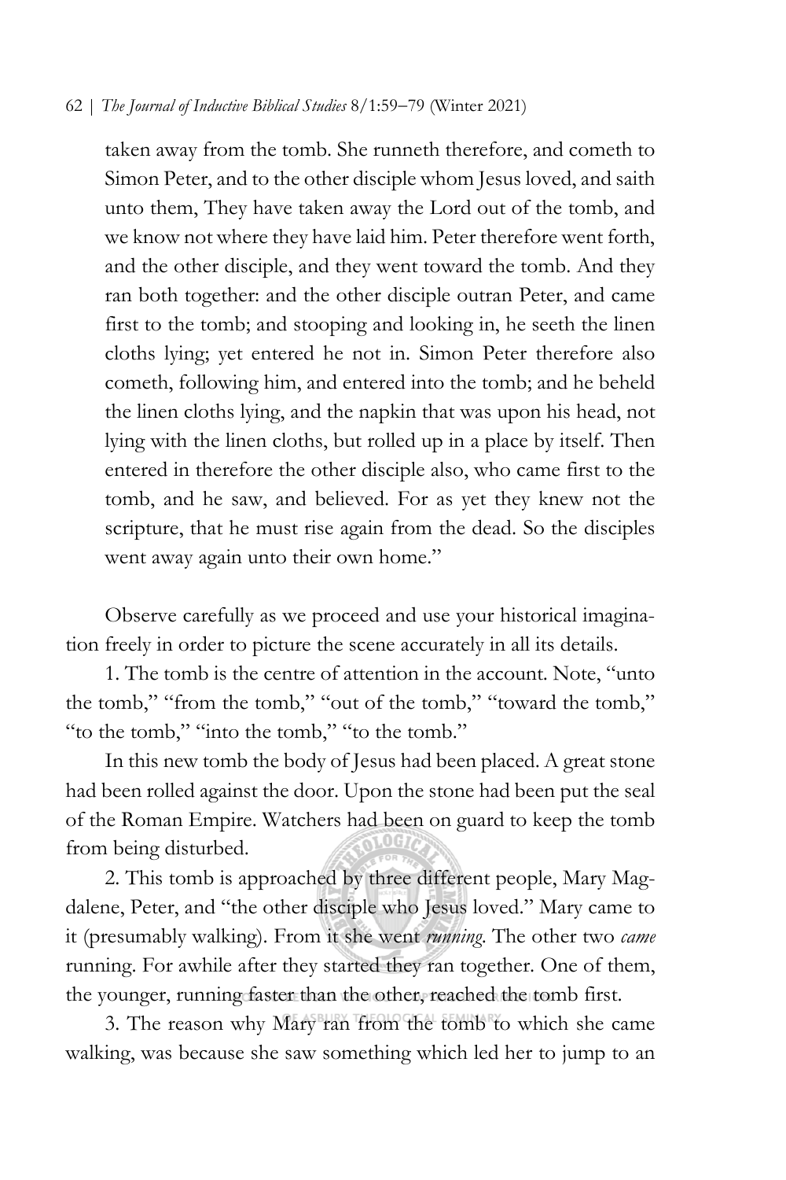taken away from the tomb. She runneth therefore, and cometh to Simon Peter, and to the other disciple whom Jesus loved, and saith unto them, They have taken away the Lord out of the tomb, and we know not where they have laid him. Peter therefore went forth, and the other disciple, and they went toward the tomb. And they ran both together: and the other disciple outran Peter, and came first to the tomb; and stooping and looking in, he seeth the linen cloths lying; yet entered he not in. Simon Peter therefore also cometh, following him, and entered into the tomb; and he beheld the linen cloths lying, and the napkin that was upon his head, not lying with the linen cloths, but rolled up in a place by itself. Then entered in therefore the other disciple also, who came first to the tomb, and he saw, and believed. For as yet they knew not the scripture, that he must rise again from the dead. So the disciples went away again unto their own home."

Observe carefully as we proceed and use your historical imagination freely in order to picture the scene accurately in all its details.

1. The tomb is the centre of attention in the account. Note, "unto the tomb," "from the tomb," "out of the tomb," "toward the tomb," "to the tomb," "into the tomb," "to the tomb."

In this new tomb the body of Jesus had been placed. A great stone had been rolled against the door. Upon the stone had been put the seal of the Roman Empire. Watchers had been on guard to keep the tomb from being disturbed.

2. This tomb is approached by three different people, Mary Magdalene, Peter, and "the other disciple who Jesus loved." Mary came to it (presumably walking). From it she went *running*. The other two *came* running. For awhile after they started they ran together. One of them, the younger, running faster than the other, reached the tomb first.

3. The reason why Mary ran from the tomb to which she came walking, was because she saw something which led her to jump to an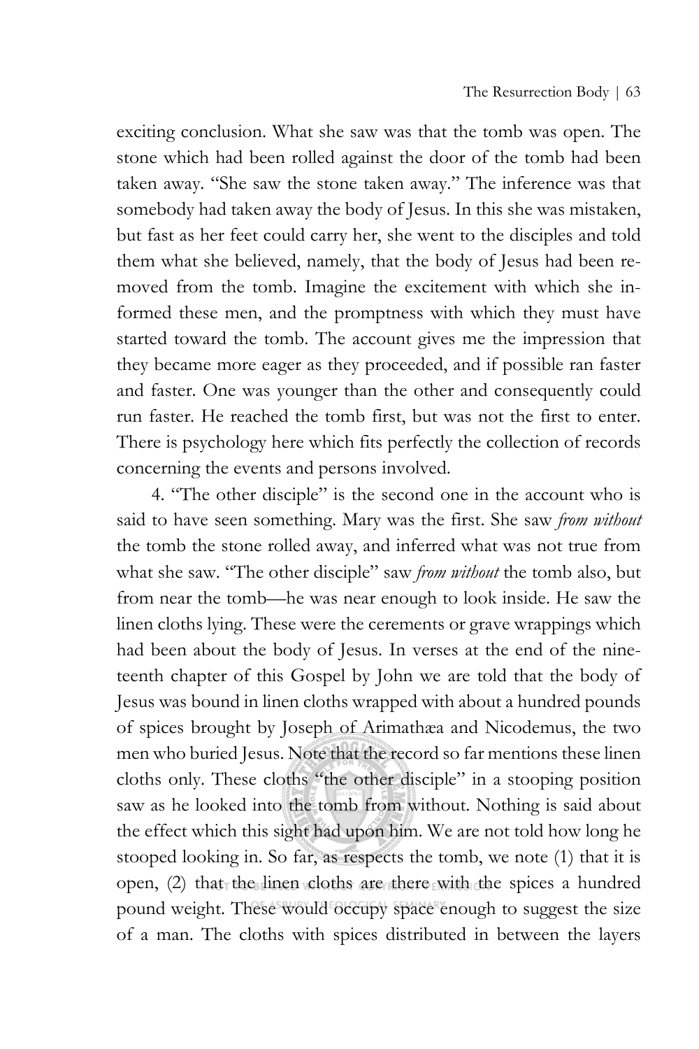exciting conclusion. What she saw was that the tomb was open. The stone which had been rolled against the door of the tomb had been taken away. "She saw the stone taken away." The inference was that somebody had taken away the body of Jesus. In this she was mistaken, but fast as her feet could carry her, she went to the disciples and told them what she believed, namely, that the body of Jesus had been removed from the tomb. Imagine the excitement with which she informed these men, and the promptness with which they must have started toward the tomb. The account gives me the impression that they became more eager as they proceeded, and if possible ran faster and faster. One was younger than the other and consequently could run faster. He reached the tomb first, but was not the first to enter. There is psychology here which fits perfectly the collection of records concerning the events and persons involved.

4. "The other disciple" is the second one in the account who is said to have seen something. Mary was the first. She saw *from without* the tomb the stone rolled away, and inferred what was not true from what she saw. "The other disciple" saw *from without* the tomb also, but from near the tomb—he was near enough to look inside. He saw the linen cloths lying. These were the cerements or grave wrappings which had been about the body of Jesus. In verses at the end of the nineteenth chapter of this Gospel by John we are told that the body of Jesus was bound in linen cloths wrapped with about a hundred pounds of spices brought by Joseph of Arimathæa and Nicodemus, the two men who buried Jesus. Note that the record so far mentions these linen cloths only. These cloths "the other disciple" in a stooping position saw as he looked into the tomb from without. Nothing is said about the effect which this sight had upon him. We are not told how long he stooped looking in. So far, as respects the tomb, we note (1) that it is open, (2) that the linen cloths are there with the spices a hundred pound weight. These would occupy space enough to suggest the size of a man. The cloths with spices distributed in between the layers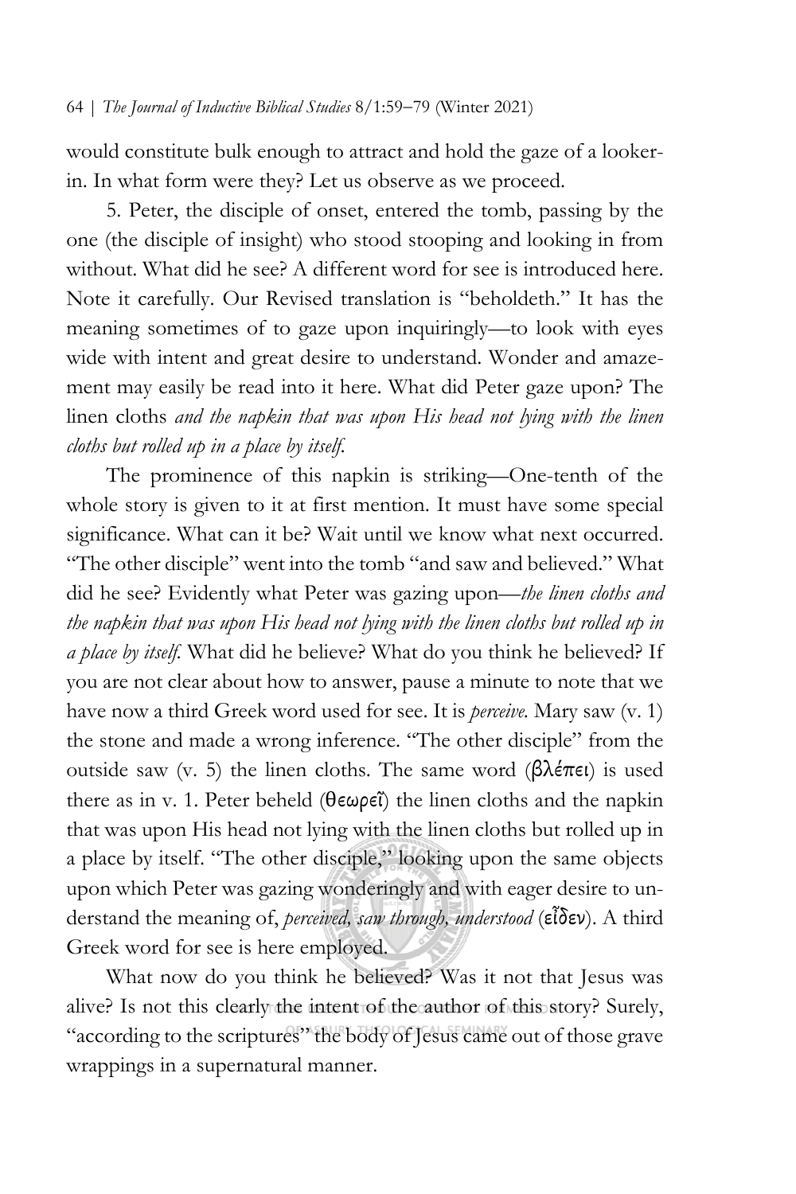would constitute bulk enough to attract and hold the gaze of a looker-in. In what form were they? Let us observe as we proceed.

5. Peter, the disciple of onset, entered the tomb, passing by the one (the disciple of insight) who stood stooping and looking in from without. What did he see? A different word for see is introduced here. Note it carefully. Our Revised translation is "beholdeth." It has the meaning sometimes of to gaze upon inquiringly—to look with eyes wide with intent and great desire to understand. Wonder and amazement may easily be read into it here. What did Peter gaze upon? The linen cloths *and the napkin that was upon His head not lying with the linen cloths but rolled up in a place by itself.*

The prominence of this napkin is striking—One-tenth of the whole story is given to it at first mention. It must have some special significance. What can it be? Wait until we know what next occurred. "The other disciple" went into the tomb "and saw and believed." What did he see? Evidently what Peter was gazing upon—*the linen cloths and the napkin that was upon His head not lying with the linen cloths but rolled up in a place by itself.* What did he believe? What do you think he believed? If you are not clear about how to answer, pause a minute to note that we have now a third Greek word used for see. It is *perceive.* Mary saw (v. 1) the stone and made a wrong inference. "The other disciple" from the outside saw (v. 5) the linen cloths. The same word (βλέπει) is used there as in v. 1. Peter beheld (θεωρεῖ) the linen cloths and the napkin that was upon His head not lying with the linen cloths but rolled up in a place by itself. "The other disciple," looking upon the same objects upon which Peter was gazing wonderingly and with eager desire to understand the meaning of, *perceived, saw through, understood* (εἶδεν). A third Greek word for see is here employed.

What now do you think he believed? Was it not that Jesus was alive? Is not this clearly the intent of the author of this story? Surely, "according to the scriptures" the body of Jesus came out of those grave wrappings in a supernatural manner.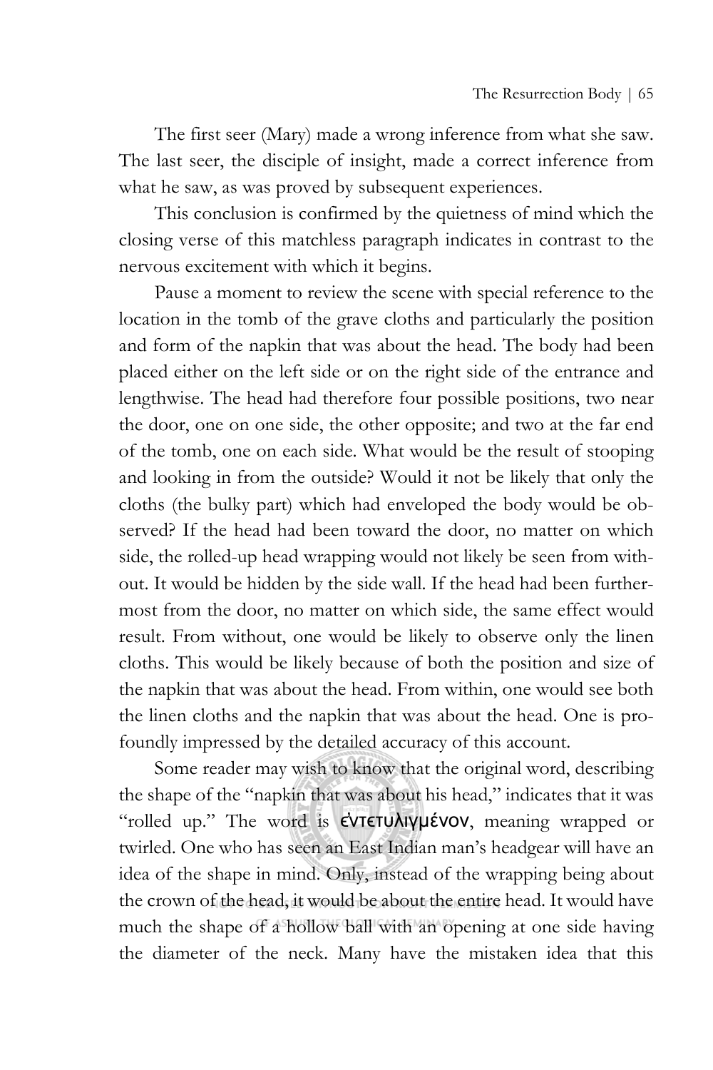The first seer (Mary) made a wrong inference from what she saw. The last seer, the disciple of insight, made a correct inference from what he saw, as was proved by subsequent experiences.

This conclusion is confirmed by the quietness of mind which the closing verse of this matchless paragraph indicates in contrast to the nervous excitement with which it begins.

Pause a moment to review the scene with special reference to the location in the tomb of the grave cloths and particularly the position and form of the napkin that was about the head. The body had been placed either on the left side or on the right side of the entrance and lengthwise. The head had therefore four possible positions, two near the door, one on one side, the other opposite; and two at the far end of the tomb, one on each side. What would be the result of stooping and looking in from the outside? Would it not be likely that only the cloths (the bulky part) which had enveloped the body would be observed? If the head had been toward the door, no matter on which side, the rolled-up head wrapping would not likely be seen from without. It would be hidden by the side wall. If the head had been furthermost from the door, no matter on which side, the same effect would result. From without, one would be likely to observe only the linen cloths. This would be likely because of both the position and size of the napkin that was about the head. From within, one would see both the linen cloths and the napkin that was about the head. One is profoundly impressed by the detailed accuracy of this account.

Some reader may wish to know that the original word, describing the shape of the "napkin that was about his head," indicates that it was "rolled up." The word is ἐντετυλιγμένον, meaning wrapped or twirled. One who has seen an East Indian man's headgear will have an idea of the shape in mind. Only, instead of the wrapping being about the crown of the head, it would be about the entire head. It would have much the shape of a hollow ball with an opening at one side having the diameter of the neck. Many have the mistaken idea that this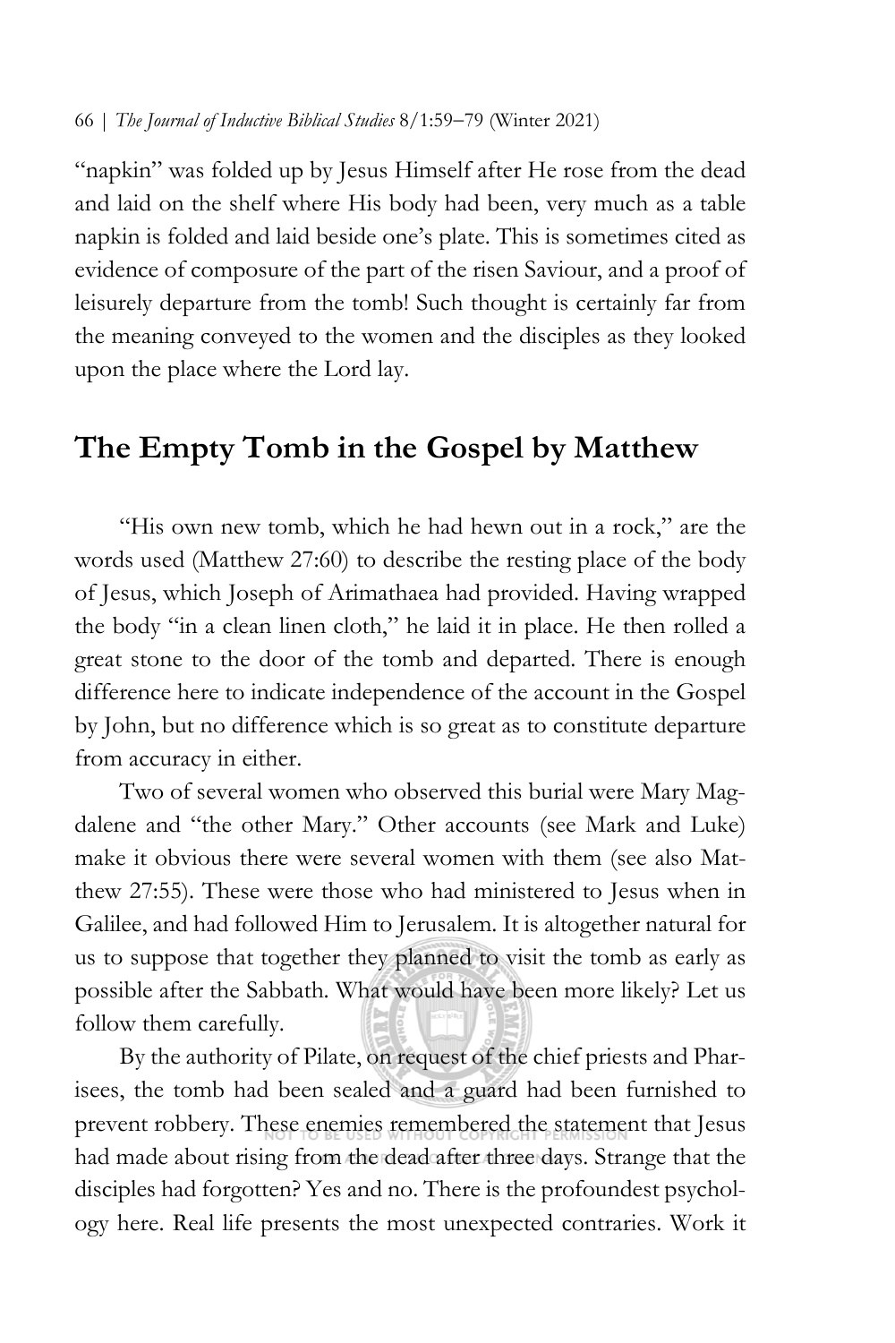"napkin" was folded up by Jesus Himself after He rose from the dead and laid on the shelf where His body had been, very much as a table napkin is folded and laid beside one's plate. This is sometimes cited as evidence of composure of the part of the risen Saviour, and a proof of leisurely departure from the tomb! Such thought is certainly far from the meaning conveyed to the women and the disciples as they looked upon the place where the Lord lay.

## The Empty Tomb in the Gospel by Matthew

"His own new tomb, which he had hewn out in a rock," are the words used (Matthew 27:60) to describe the resting place of the body of Jesus, which Joseph of Arimathaea had provided. Having wrapped the body "in a clean linen cloth," he laid it in place. He then rolled a great stone to the door of the tomb and departed. There is enough difference here to indicate independence of the account in the Gospel by John, but no difference which is so great as to constitute departure from accuracy in either.

Two of several women who observed this burial were Mary Magdalene and "the other Mary." Other accounts (see Mark and Luke) make it obvious there were several women with them (see also Matthew 27:55). These were those who had ministered to Jesus when in Galilee, and had followed Him to Jerusalem. It is altogether natural for us to suppose that together they planned to visit the tomb as early as possible after the Sabbath. What would have been more likely? Let us follow them carefully.

By the authority of Pilate, on request of the chief priests and Pharisees, the tomb had been sealed and a guard had been furnished to prevent robbery. These enemies remembered the statement that Jesus had made about rising from the dead after three days. Strange that the disciples had forgotten? Yes and no. There is the profoundest psychology here. Real life presents the most unexpected contraries. Work it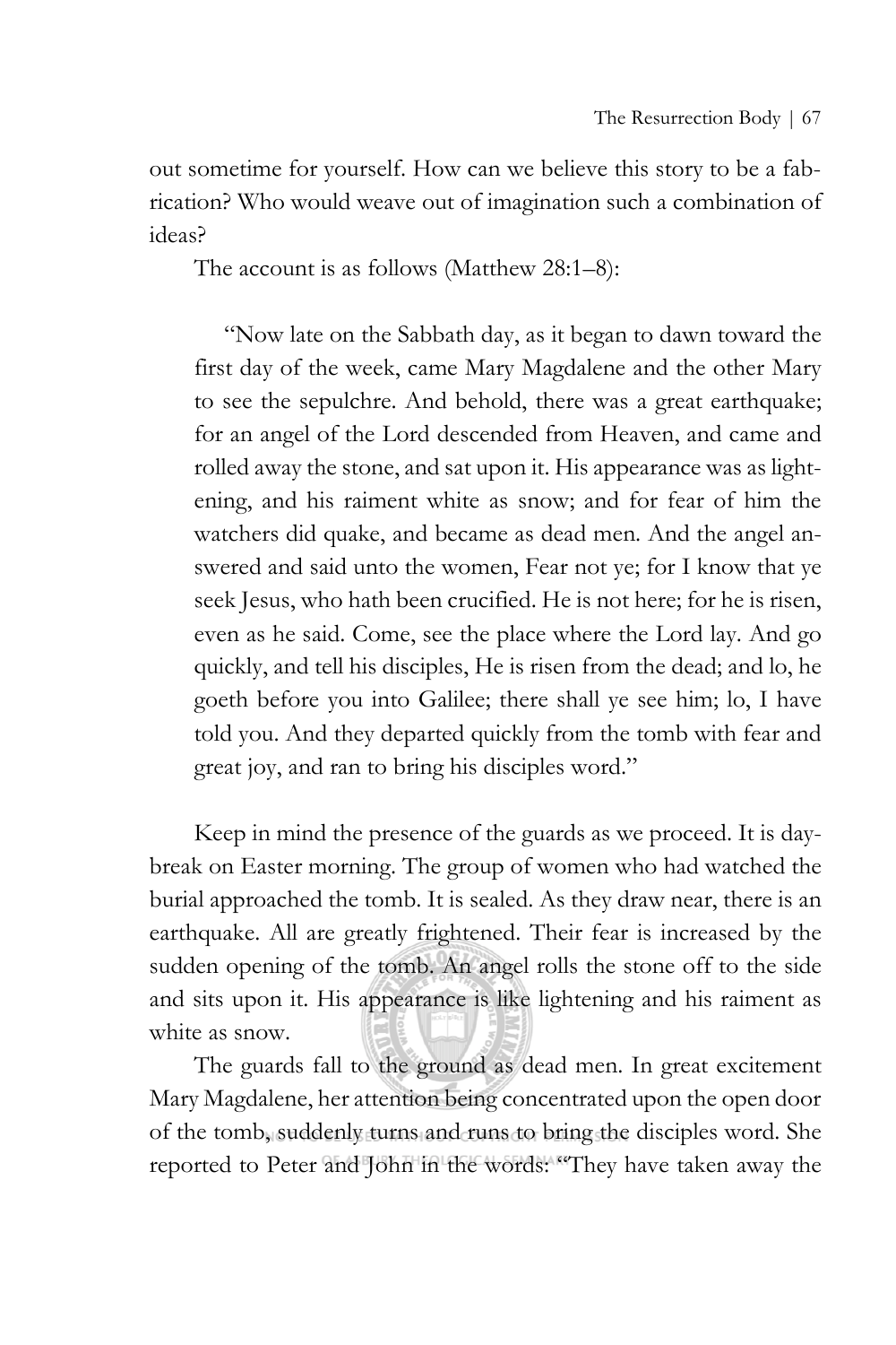out sometime for yourself. How can we believe this story to be a fabrication? Who would weave out of imagination such a combination of ideas?

The account is as follows (Matthew 28:1–8):

> "Now late on the Sabbath day, as it began to dawn toward the first day of the week, came Mary Magdalene and the other Mary to see the sepulchre. And behold, there was a great earthquake; for an angel of the Lord descended from Heaven, and came and rolled away the stone, and sat upon it. His appearance was as lightening, and his raiment white as snow; and for fear of him the watchers did quake, and became as dead men. And the angel answered and said unto the women, Fear not ye; for I know that ye seek Jesus, who hath been crucified. He is not here; for he is risen, even as he said. Come, see the place where the Lord lay. And go quickly, and tell his disciples, He is risen from the dead; and lo, he goeth before you into Galilee; there shall ye see him; lo, I have told you. And they departed quickly from the tomb with fear and great joy, and ran to bring his disciples word."

Keep in mind the presence of the guards as we proceed. It is daybreak on Easter morning. The group of women who had watched the burial approached the tomb. It is sealed. As they draw near, there is an earthquake. All are greatly frightened. Their fear is increased by the sudden opening of the tomb. An angel rolls the stone off to the side and sits upon it. His appearance is like lightening and his raiment as white as snow.

The guards fall to the ground as dead men. In great excitement Mary Magdalene, her attention being concentrated upon the open door of the tomb, suddenly turns and runs to bring the disciples word. She reported to Peter and John in the words: "They have taken away the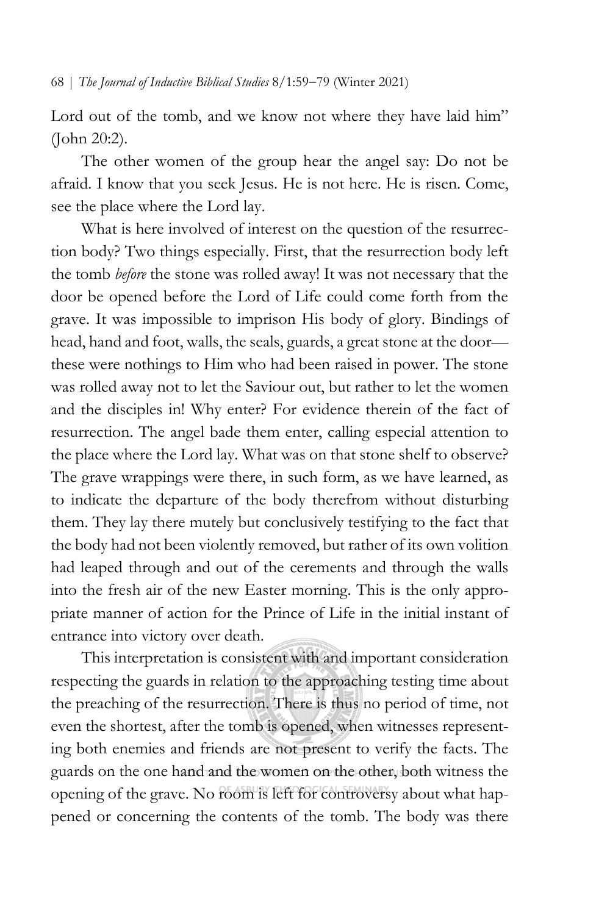Lord out of the tomb, and we know not where they have laid him" (John 20:2).

The other women of the group hear the angel say: Do not be afraid. I know that you seek Jesus. He is not here. He is risen. Come, see the place where the Lord lay.

What is here involved of interest on the question of the resurrection body? Two things especially. First, that the resurrection body left the tomb *before* the stone was rolled away! It was not necessary that the door be opened before the Lord of Life could come forth from the grave. It was impossible to imprison His body of glory. Bindings of head, hand and foot, walls, the seals, guards, a great stone at the door—these were nothings to Him who had been raised in power. The stone was rolled away not to let the Saviour out, but rather to let the women and the disciples in! Why enter? For evidence therein of the fact of resurrection. The angel bade them enter, calling especial attention to the place where the Lord lay. What was on that stone shelf to observe? The grave wrappings were there, in such form, as we have learned, as to indicate the departure of the body therefrom without disturbing them. They lay there mutely but conclusively testifying to the fact that the body had not been violently removed, but rather of its own volition had leaped through and out of the cerements and through the walls into the fresh air of the new Easter morning. This is the only appropriate manner of action for the Prince of Life in the initial instant of entrance into victory over death.

This interpretation is consistent with and important consideration respecting the guards in relation to the approaching testing time about the preaching of the resurrection. There is thus no period of time, not even the shortest, after the tomb is opened, when witnesses representing both enemies and friends are not present to verify the facts. The guards on the one hand and the women on the other, both witness the opening of the grave. No room is left for controversy about what happened or concerning the contents of the tomb. The body was there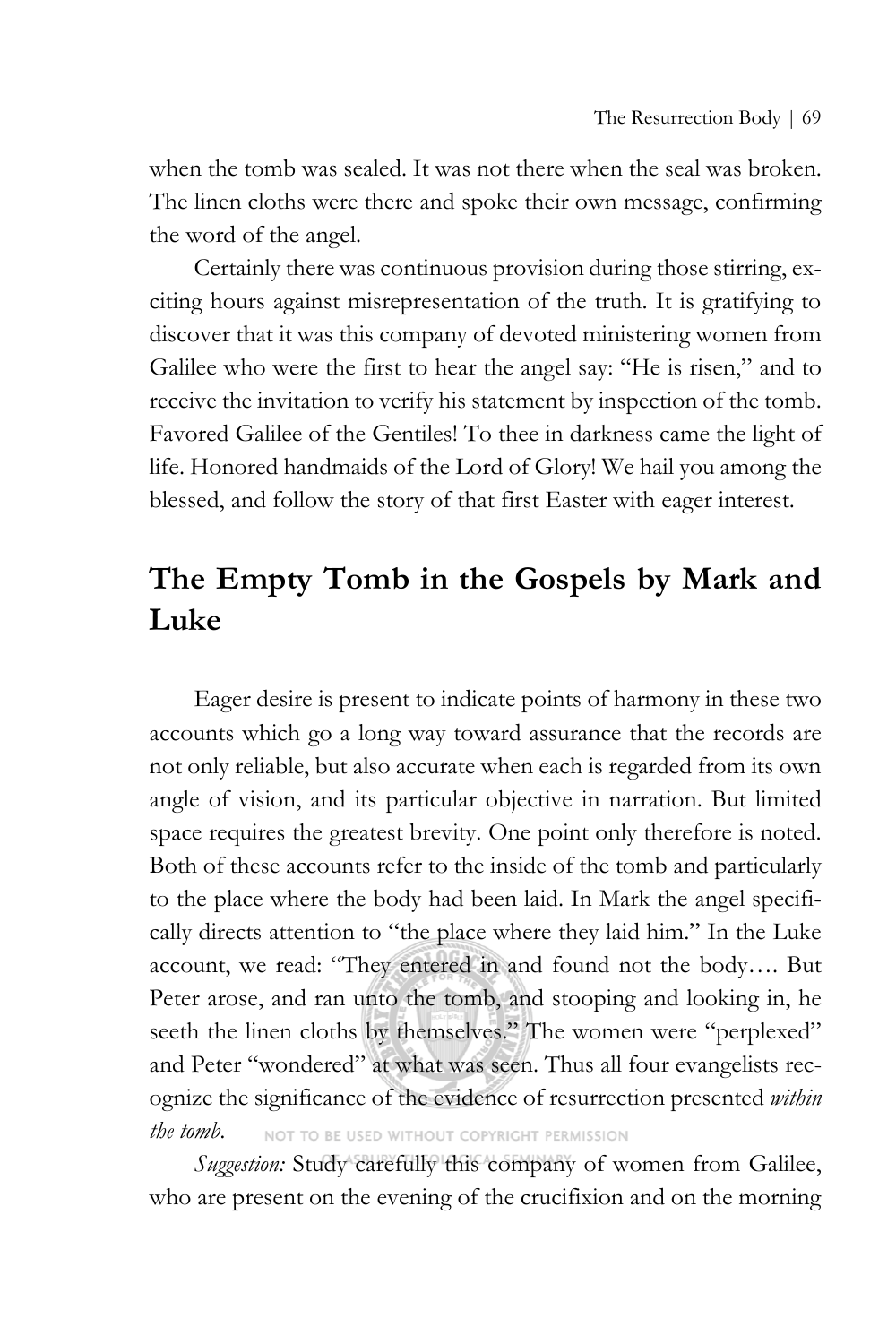when the tomb was sealed. It was not there when the seal was broken. The linen cloths were there and spoke their own message, confirming the word of the angel.

Certainly there was continuous provision during those stirring, exciting hours against misrepresentation of the truth. It is gratifying to discover that it was this company of devoted ministering women from Galilee who were the first to hear the angel say: "He is risen," and to receive the invitation to verify his statement by inspection of the tomb. Favored Galilee of the Gentiles! To thee in darkness came the light of life. Honored handmaids of the Lord of Glory! We hail you among the blessed, and follow the story of that first Easter with eager interest.

## The Empty Tomb in the Gospels by Mark and Luke

Eager desire is present to indicate points of harmony in these two accounts which go a long way toward assurance that the records are not only reliable, but also accurate when each is regarded from its own angle of vision, and its particular objective in narration. But limited space requires the greatest brevity. One point only therefore is noted. Both of these accounts refer to the inside of the tomb and particularly to the place where the body had been laid. In Mark the angel specifically directs attention to "the place where they laid him." In the Luke account, we read: "They entered in and found not the body…. But Peter arose, and ran unto the tomb, and stooping and looking in, he seeth the linen cloths by themselves." The women were "perplexed" and Peter "wondered" at what was seen. Thus all four evangelists recognize the significance of the evidence of resurrection presented *within the tomb.*

*Suggestion:* Study carefully this company of women from Galilee, who are present on the evening of the crucifixion and on the morning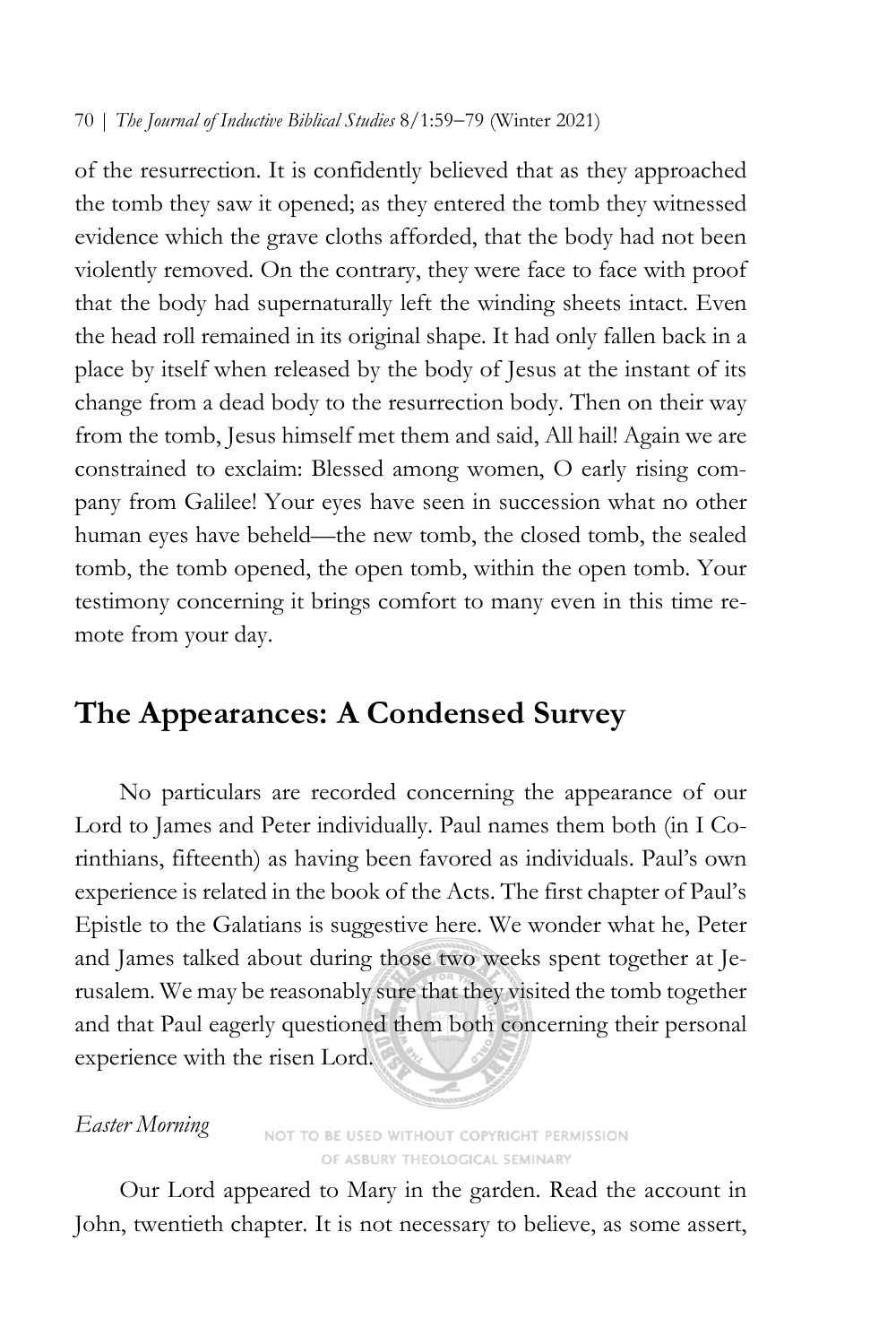of the resurrection. It is confidently believed that as they approached the tomb they saw it opened; as they entered the tomb they witnessed evidence which the grave cloths afforded, that the body had not been violently removed. On the contrary, they were face to face with proof that the body had supernaturally left the winding sheets intact. Even the head roll remained in its original shape. It had only fallen back in a place by itself when released by the body of Jesus at the instant of its change from a dead body to the resurrection body. Then on their way from the tomb, Jesus himself met them and said, All hail! Again we are constrained to exclaim: Blessed among women, O early rising company from Galilee! Your eyes have seen in succession what no other human eyes have beheld—the new tomb, the closed tomb, the sealed tomb, the tomb opened, the open tomb, within the open tomb. Your testimony concerning it brings comfort to many even in this time remote from your day.

## The Appearances: A Condensed Survey

No particulars are recorded concerning the appearance of our Lord to James and Peter individually. Paul names them both (in I Corinthians, fifteenth) as having been favored as individuals. Paul's own experience is related in the book of the Acts. The first chapter of Paul's Epistle to the Galatians is suggestive here. We wonder what he, Peter and James talked about during those two weeks spent together at Jerusalem. We may be reasonably sure that they visited the tomb together and that Paul eagerly questioned them both concerning their personal experience with the risen Lord.

*Easter Morning*

Our Lord appeared to Mary in the garden. Read the account in John, twentieth chapter. It is not necessary to believe, as some assert,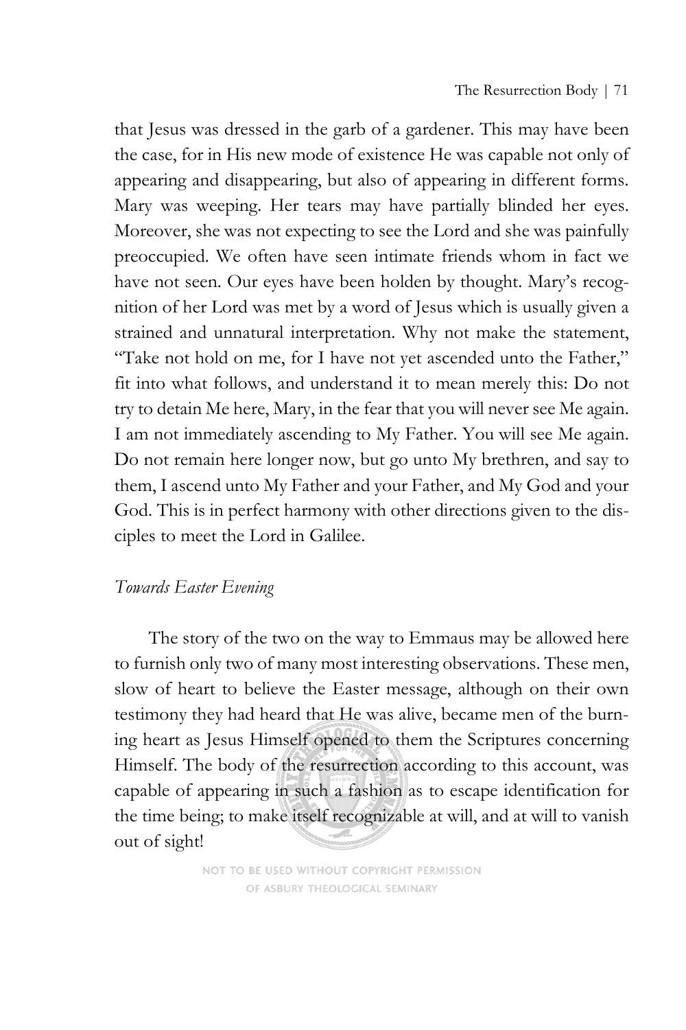that Jesus was dressed in the garb of a gardener. This may have been the case, for in His new mode of existence He was capable not only of appearing and disappearing, but also of appearing in different forms. Mary was weeping. Her tears may have partially blinded her eyes. Moreover, she was not expecting to see the Lord and she was painfully preoccupied. We often have seen intimate friends whom in fact we have not seen. Our eyes have been holden by thought. Mary's recognition of her Lord was met by a word of Jesus which is usually given a strained and unnatural interpretation. Why not make the statement, "Take not hold on me, for I have not yet ascended unto the Father," fit into what follows, and understand it to mean merely this: Do not try to detain Me here, Mary, in the fear that you will never see Me again. I am not immediately ascending to My Father. You will see Me again. Do not remain here longer now, but go unto My brethren, and say to them, I ascend unto My Father and your Father, and My God and your God. This is in perfect harmony with other directions given to the disciples to meet the Lord in Galilee.

*Towards Easter Evening*

The story of the two on the way to Emmaus may be allowed here to furnish only two of many most interesting observations. These men, slow of heart to believe the Easter message, although on their own testimony they had heard that He was alive, became men of the burning heart as Jesus Himself opened to them the Scriptures concerning Himself. The body of the resurrection according to this account, was capable of appearing in such a fashion as to escape identification for the time being; to make itself recognizable at will, and at will to vanish out of sight!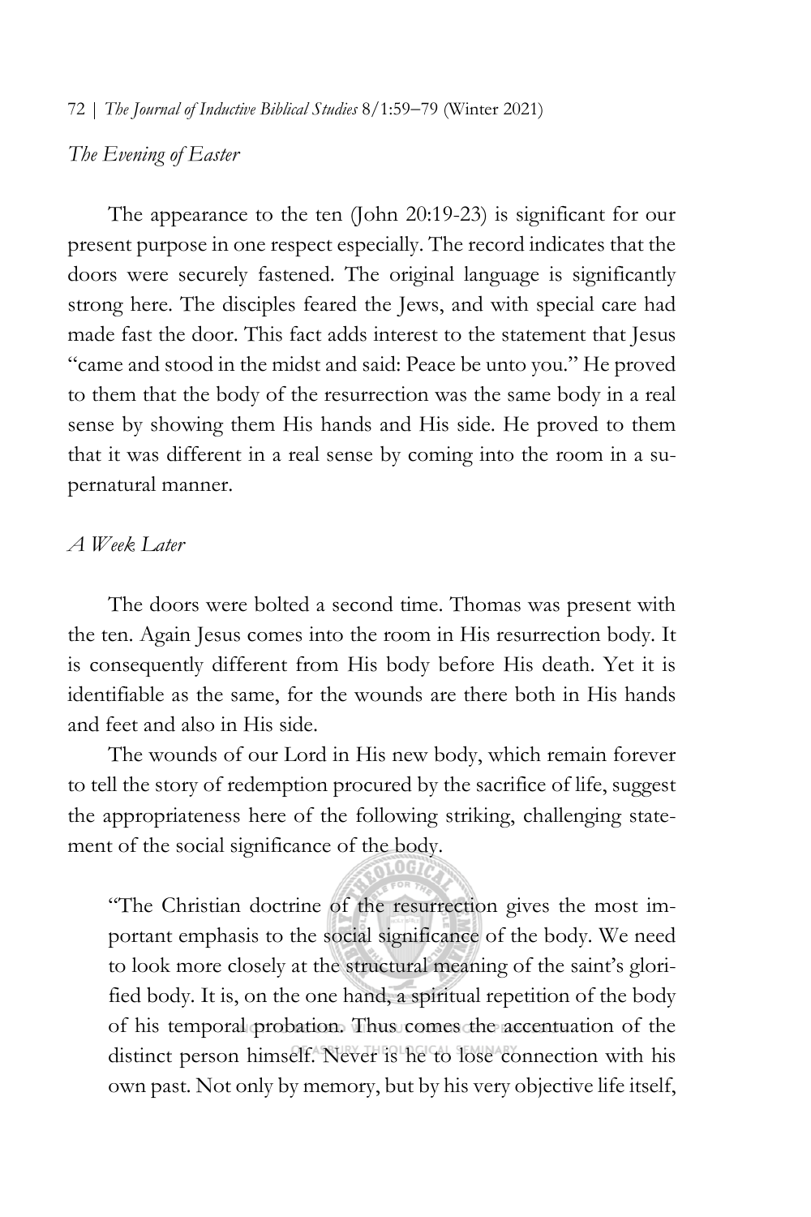*The Evening of Easter*

The appearance to the ten (John 20:19-23) is significant for our present purpose in one respect especially. The record indicates that the doors were securely fastened. The original language is significantly strong here. The disciples feared the Jews, and with special care had made fast the door. This fact adds interest to the statement that Jesus "came and stood in the midst and said: Peace be unto you." He proved to them that the body of the resurrection was the same body in a real sense by showing them His hands and His side. He proved to them that it was different in a real sense by coming into the room in a supernatural manner.

*A Week Later*

The doors were bolted a second time. Thomas was present with the ten. Again Jesus comes into the room in His resurrection body. It is consequently different from His body before His death. Yet it is identifiable as the same, for the wounds are there both in His hands and feet and also in His side.

The wounds of our Lord in His new body, which remain forever to tell the story of redemption procured by the sacrifice of life, suggest the appropriateness here of the following striking, challenging statement of the social significance of the body.

> "The Christian doctrine of the resurrection gives the most important emphasis to the social significance of the body. We need to look more closely at the structural meaning of the saint's glorified body. It is, on the one hand, a spiritual repetition of the body of his temporal probation. Thus comes the accentuation of the distinct person himself. Never is he to lose connection with his own past. Not only by memory, but by his very objective life itself,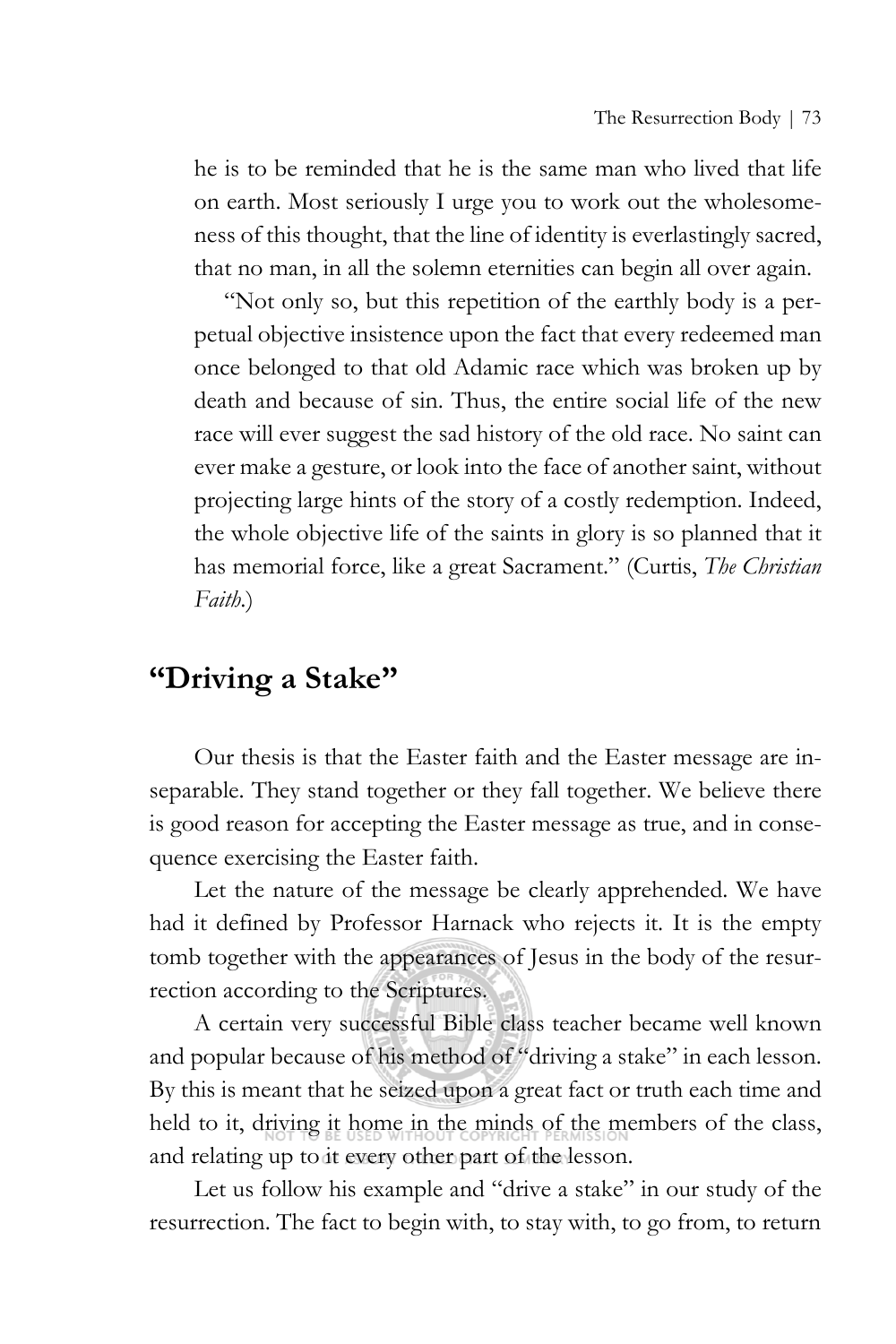he is to be reminded that he is the same man who lived that life on earth. Most seriously I urge you to work out the wholesomeness of this thought, that the line of identity is everlastingly sacred, that no man, in all the solemn eternities can begin all over again.

"Not only so, but this repetition of the earthly body is a perpetual objective insistence upon the fact that every redeemed man once belonged to that old Adamic race which was broken up by death and because of sin. Thus, the entire social life of the new race will ever suggest the sad history of the old race. No saint can ever make a gesture, or look into the face of another saint, without projecting large hints of the story of a costly redemption. Indeed, the whole objective life of the saints in glory is so planned that it has memorial force, like a great Sacrament." (Curtis, *The Christian Faith.*)

## "Driving a Stake"

Our thesis is that the Easter faith and the Easter message are inseparable. They stand together or they fall together. We believe there is good reason for accepting the Easter message as true, and in consequence exercising the Easter faith.

Let the nature of the message be clearly apprehended. We have had it defined by Professor Harnack who rejects it. It is the empty tomb together with the appearances of Jesus in the body of the resurrection according to the Scriptures.

A certain very successful Bible class teacher became well known and popular because of his method of "driving a stake" in each lesson. By this is meant that he seized upon a great fact or truth each time and held to it, driving it home in the minds of the members of the class, and relating up to it every other part of the lesson.

Let us follow his example and "drive a stake" in our study of the resurrection. The fact to begin with, to stay with, to go from, to return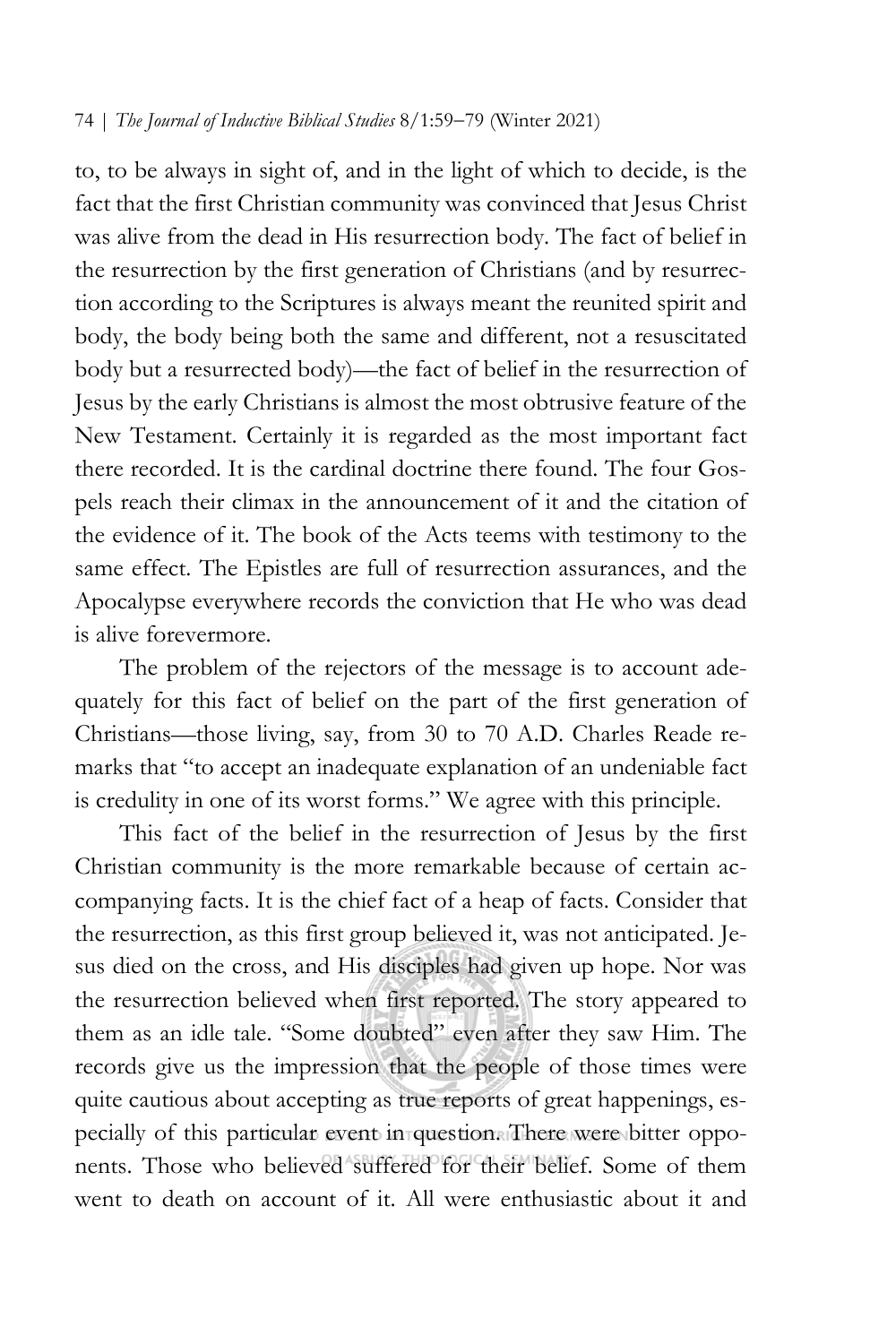to, to be always in sight of, and in the light of which to decide, is the fact that the first Christian community was convinced that Jesus Christ was alive from the dead in His resurrection body. The fact of belief in the resurrection by the first generation of Christians (and by resurrection according to the Scriptures is always meant the reunited spirit and body, the body being both the same and different, not a resuscitated body but a resurrected body)—the fact of belief in the resurrection of Jesus by the early Christians is almost the most obtrusive feature of the New Testament. Certainly it is regarded as the most important fact there recorded. It is the cardinal doctrine there found. The four Gospels reach their climax in the announcement of it and the citation of the evidence of it. The book of the Acts teems with testimony to the same effect. The Epistles are full of resurrection assurances, and the Apocalypse everywhere records the conviction that He who was dead is alive forevermore.

The problem of the rejectors of the message is to account adequately for this fact of belief on the part of the first generation of Christians—those living, say, from 30 to 70 A.D. Charles Reade remarks that "to accept an inadequate explanation of an undeniable fact is credulity in one of its worst forms." We agree with this principle.

This fact of the belief in the resurrection of Jesus by the first Christian community is the more remarkable because of certain accompanying facts. It is the chief fact of a heap of facts. Consider that the resurrection, as this first group believed it, was not anticipated. Jesus died on the cross, and His disciples had given up hope. Nor was the resurrection believed when first reported. The story appeared to them as an idle tale. "Some doubted" even after they saw Him. The records give us the impression that the people of those times were quite cautious about accepting as true reports of great happenings, especially of this particular event in question. There were bitter opponents. Those who believed suffered for their belief. Some of them went to death on account of it. All were enthusiastic about it and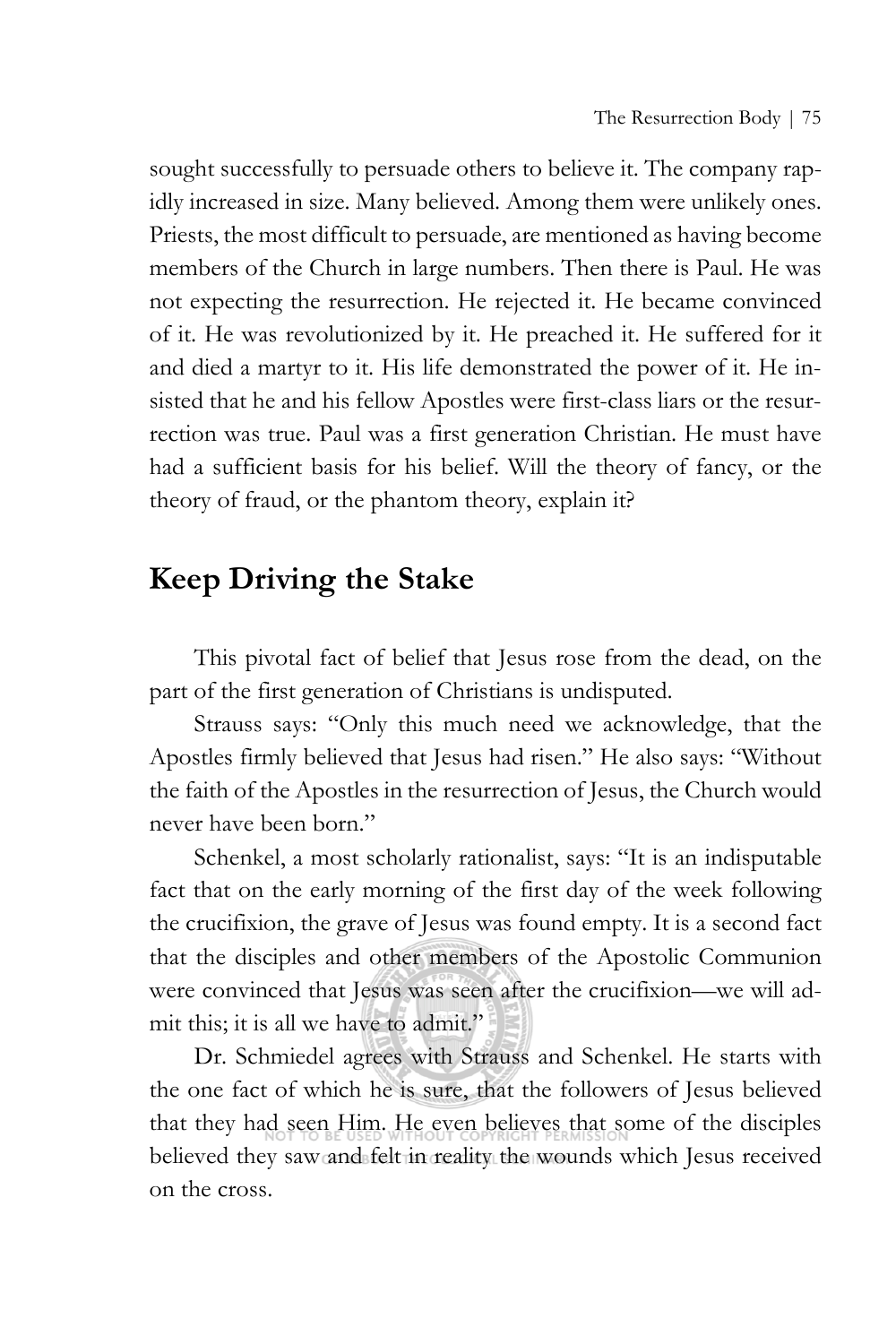sought successfully to persuade others to believe it. The company rapidly increased in size. Many believed. Among them were unlikely ones. Priests, the most difficult to persuade, are mentioned as having become members of the Church in large numbers. Then there is Paul. He was not expecting the resurrection. He rejected it. He became convinced of it. He was revolutionized by it. He preached it. He suffered for it and died a martyr to it. His life demonstrated the power of it. He insisted that he and his fellow Apostles were first-class liars or the resurrection was true. Paul was a first generation Christian. He must have had a sufficient basis for his belief. Will the theory of fancy, or the theory of fraud, or the phantom theory, explain it?

## Keep Driving the Stake

This pivotal fact of belief that Jesus rose from the dead, on the part of the first generation of Christians is undisputed.

Strauss says: "Only this much need we acknowledge, that the Apostles firmly believed that Jesus had risen." He also says: "Without the faith of the Apostles in the resurrection of Jesus, the Church would never have been born."

Schenkel, a most scholarly rationalist, says: "It is an indisputable fact that on the early morning of the first day of the week following the crucifixion, the grave of Jesus was found empty. It is a second fact that the disciples and other members of the Apostolic Communion were convinced that Jesus was seen after the crucifixion—we will admit this; it is all we have to admit."

Dr. Schmiedel agrees with Strauss and Schenkel. He starts with the one fact of which he is sure, that the followers of Jesus believed that they had seen Him. He even believes that some of the disciples believed they saw and felt in reality the wounds which Jesus received on the cross.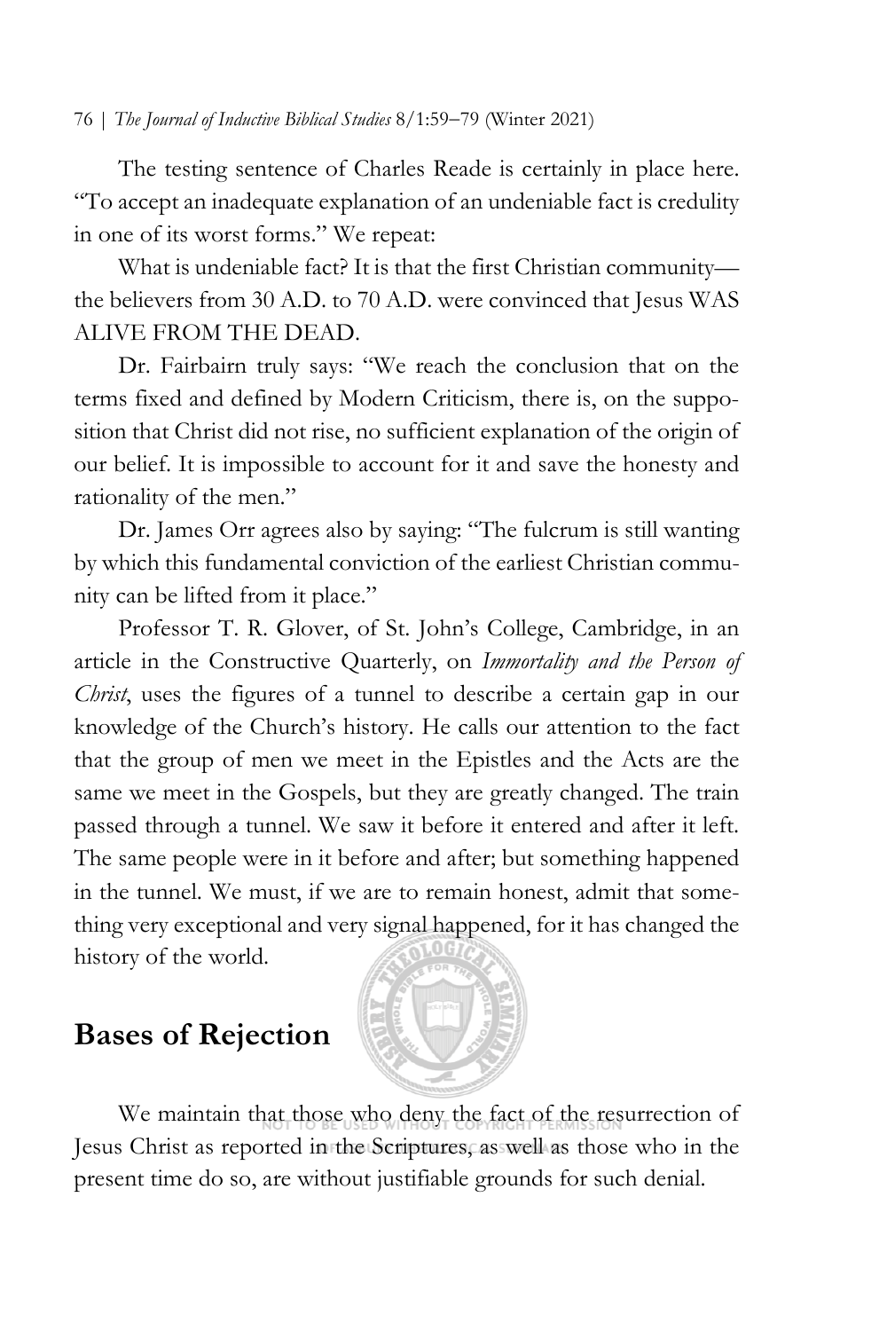The testing sentence of Charles Reade is certainly in place here. "To accept an inadequate explanation of an undeniable fact is credulity in one of its worst forms." We repeat:

What is undeniable fact? It is that the first Christian community—the believers from 30 A.D. to 70 A.D. were convinced that Jesus WAS ALIVE FROM THE DEAD.

Dr. Fairbairn truly says: "We reach the conclusion that on the terms fixed and defined by Modern Criticism, there is, on the supposition that Christ did not rise, no sufficient explanation of the origin of our belief. It is impossible to account for it and save the honesty and rationality of the men."

Dr. James Orr agrees also by saying: "The fulcrum is still wanting by which this fundamental conviction of the earliest Christian community can be lifted from it place."

Professor T. R. Glover, of St. John's College, Cambridge, in an article in the Constructive Quarterly, on *Immortality and the Person of Christ*, uses the figures of a tunnel to describe a certain gap in our knowledge of the Church's history. He calls our attention to the fact that the group of men we meet in the Epistles and the Acts are the same we meet in the Gospels, but they are greatly changed. The train passed through a tunnel. We saw it before it entered and after it left. The same people were in it before and after; but something happened in the tunnel. We must, if we are to remain honest, admit that something very exceptional and very signal happened, for it has changed the history of the world.

## Bases of Rejection

We maintain that those who deny the fact of the resurrection of Jesus Christ as reported in the Scriptures, as well as those who in the present time do so, are without justifiable grounds for such denial.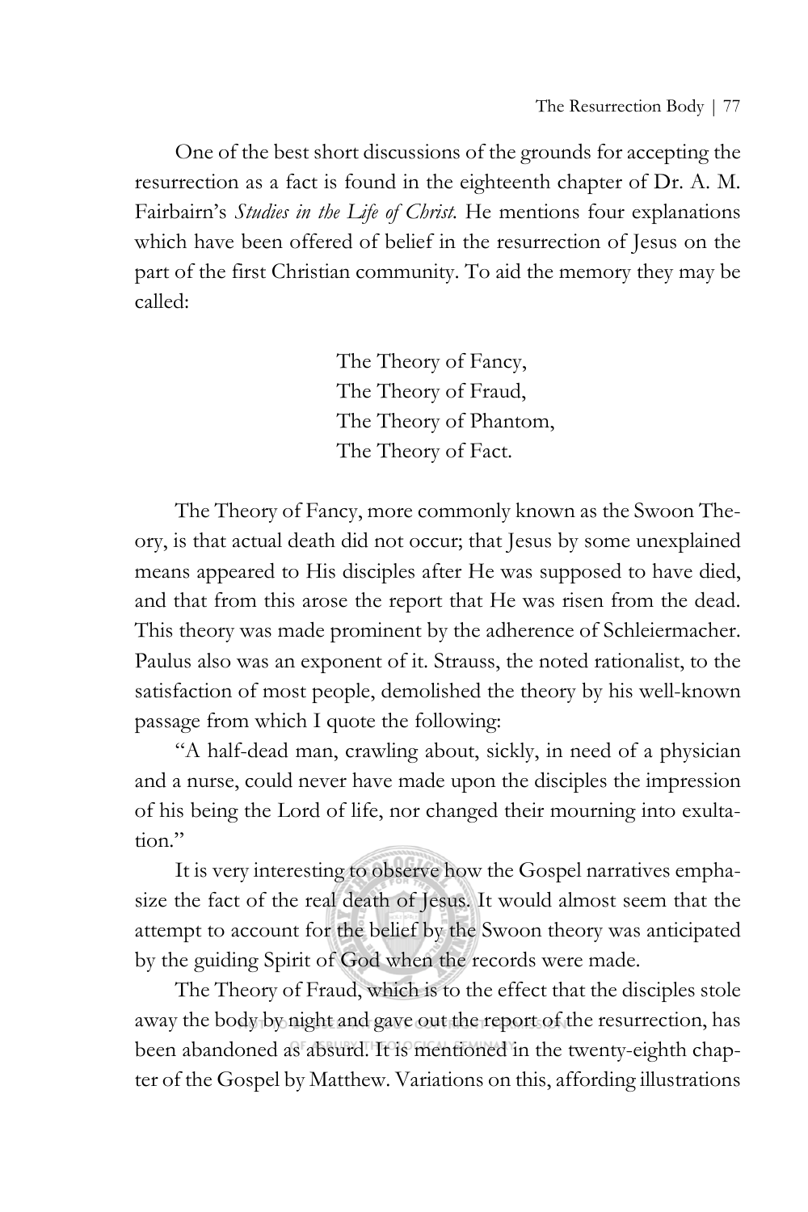One of the best short discussions of the grounds for accepting the resurrection as a fact is found in the eighteenth chapter of Dr. A. M. Fairbairn's *Studies in the Life of Christ.* He mentions four explanations which have been offered of belief in the resurrection of Jesus on the part of the first Christian community. To aid the memory they may be called:

> The Theory of Fancy,
> The Theory of Fraud,
> The Theory of Phantom,
> The Theory of Fact.

The Theory of Fancy, more commonly known as the Swoon Theory, is that actual death did not occur; that Jesus by some unexplained means appeared to His disciples after He was supposed to have died, and that from this arose the report that He was risen from the dead. This theory was made prominent by the adherence of Schleiermacher. Paulus also was an exponent of it. Strauss, the noted rationalist, to the satisfaction of most people, demolished the theory by his well-known passage from which I quote the following:

"A half-dead man, crawling about, sickly, in need of a physician and a nurse, could never have made upon the disciples the impression of his being the Lord of life, nor changed their mourning into exultation."

It is very interesting to observe how the Gospel narratives emphasize the fact of the real death of Jesus. It would almost seem that the attempt to account for the belief by the Swoon theory was anticipated by the guiding Spirit of God when the records were made.

The Theory of Fraud, which is to the effect that the disciples stole away the body by night and gave out the report of the resurrection, has been abandoned as absurd. It is mentioned in the twenty-eighth chapter of the Gospel by Matthew. Variations on this, affording illustrations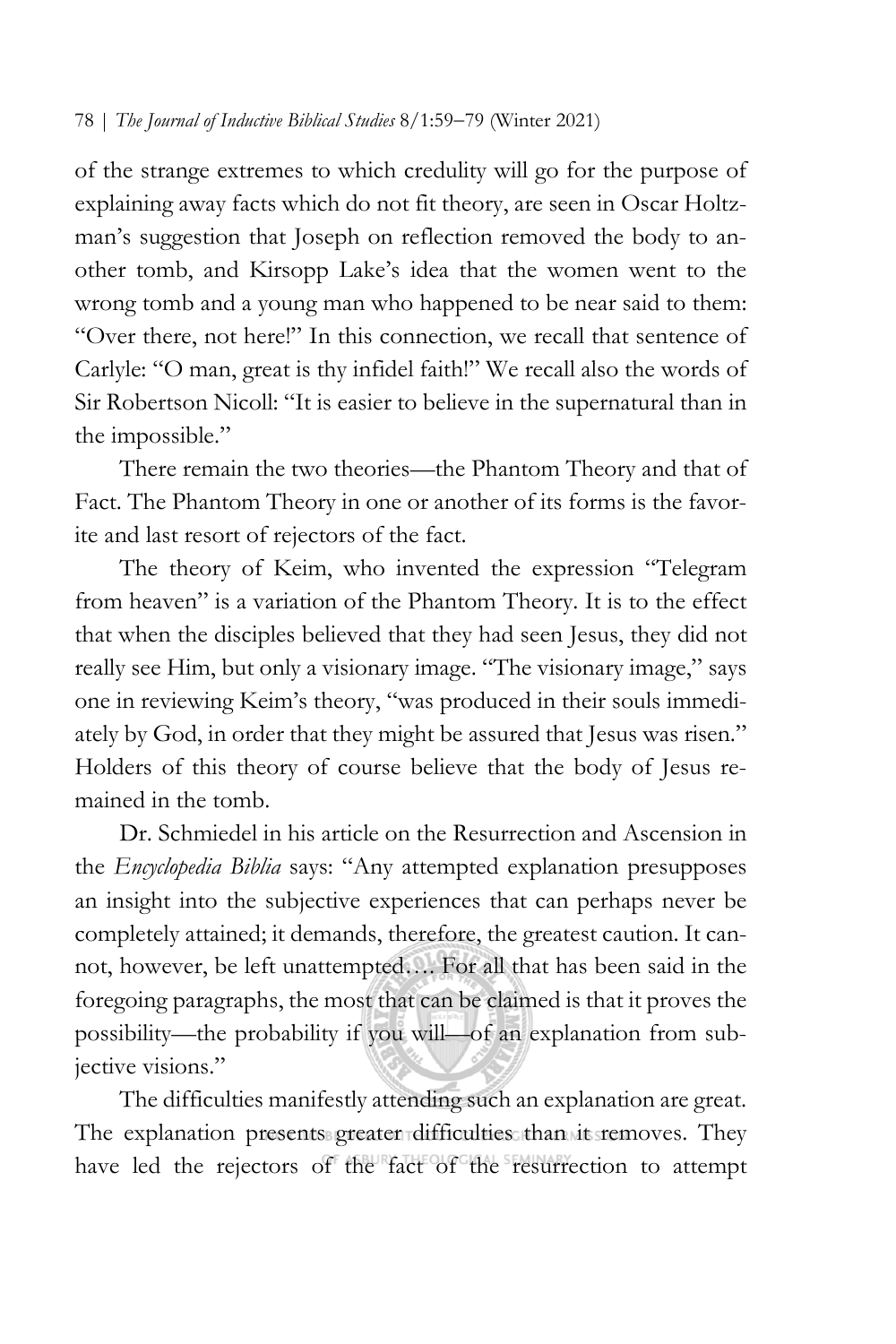of the strange extremes to which credulity will go for the purpose of explaining away facts which do not fit theory, are seen in Oscar Holtzman's suggestion that Joseph on reflection removed the body to another tomb, and Kirsopp Lake's idea that the women went to the wrong tomb and a young man who happened to be near said to them: "Over there, not here!" In this connection, we recall that sentence of Carlyle: "O man, great is thy infidel faith!" We recall also the words of Sir Robertson Nicoll: "It is easier to believe in the supernatural than in the impossible."

There remain the two theories—the Phantom Theory and that of Fact. The Phantom Theory in one or another of its forms is the favorite and last resort of rejectors of the fact.

The theory of Keim, who invented the expression "Telegram from heaven" is a variation of the Phantom Theory. It is to the effect that when the disciples believed that they had seen Jesus, they did not really see Him, but only a visionary image. "The visionary image," says one in reviewing Keim's theory, "was produced in their souls immediately by God, in order that they might be assured that Jesus was risen." Holders of this theory of course believe that the body of Jesus remained in the tomb.

Dr. Schmiedel in his article on the Resurrection and Ascension in the *Encyclopedia Biblia* says: "Any attempted explanation presupposes an insight into the subjective experiences that can perhaps never be completely attained; it demands, therefore, the greatest caution. It cannot, however, be left unattempted…. For all that has been said in the foregoing paragraphs, the most that can be claimed is that it proves the possibility—the probability if you will—of an explanation from subjective visions."

The difficulties manifestly attending such an explanation are great. The explanation presents greater difficulties than it removes. They have led the rejectors of the fact of the resurrection to attempt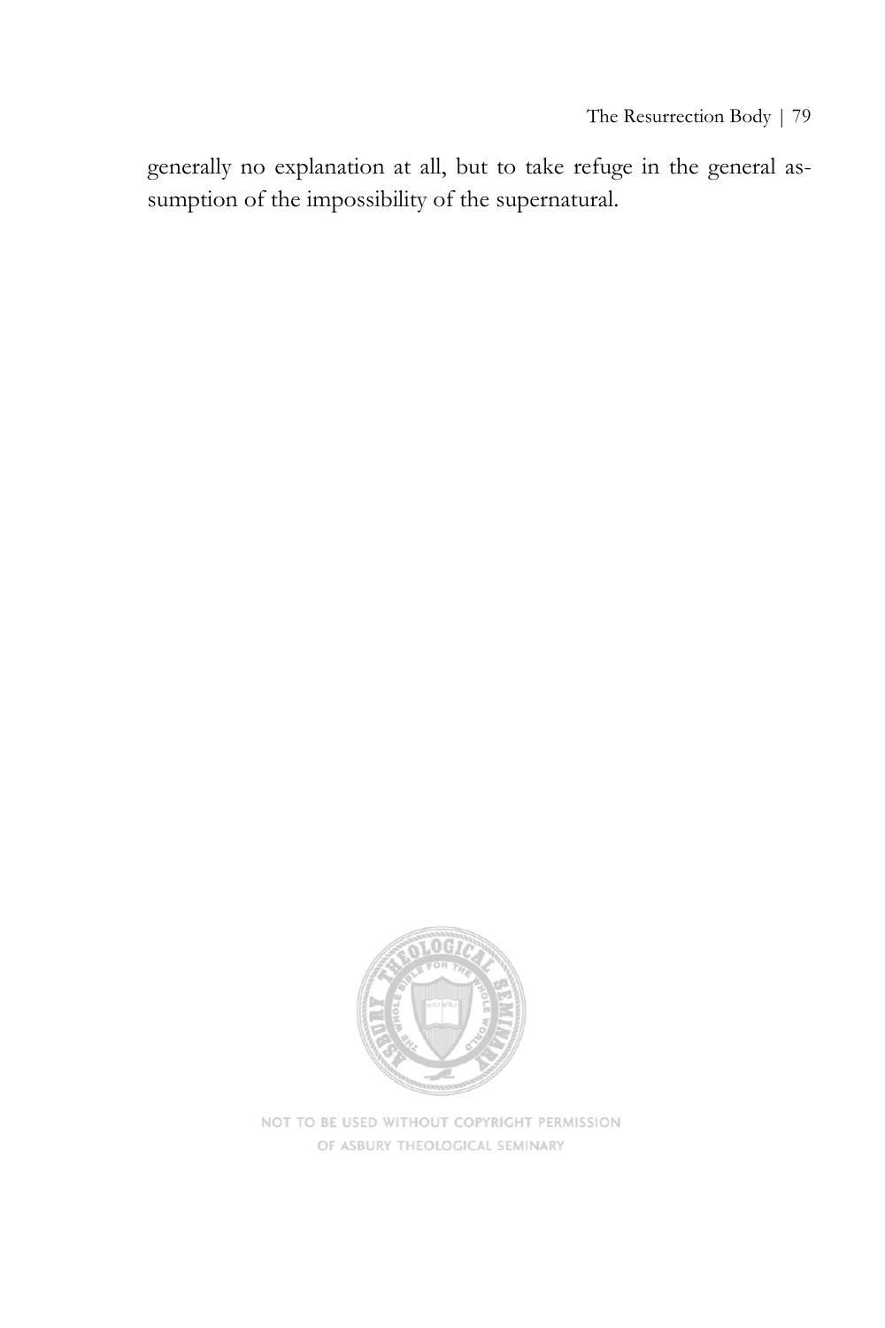generally no explanation at all, but to take refuge in the general assumption of the impossibility of the supernatural.

NOT TO BE USED WITHOUT COPYRIGHT PERMISSION
OF ASBURY THEOLOGICAL SEMINARY